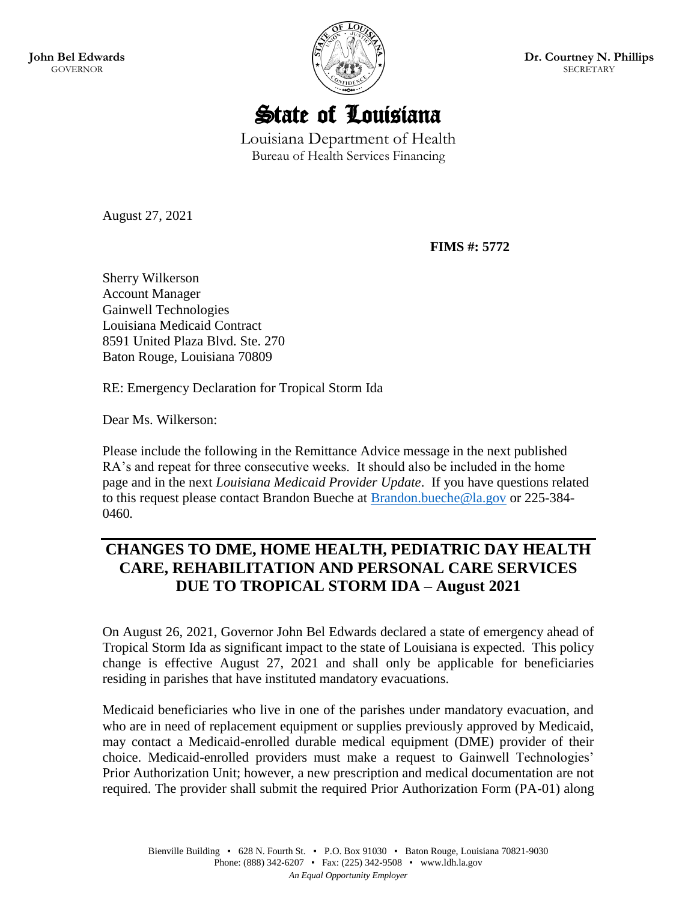**John Bel Edwards**
GOVERNOR

**Dr. Courtney N. Phillips**
SECRETARY

# State of Louisiana

Louisiana Department of Health
Bureau of Health Services Financing

August 27, 2021

**FIMS #: 5772**

Sherry Wilkerson
Account Manager
Gainwell Technologies
Louisiana Medicaid Contract
8591 United Plaza Blvd. Ste. 270
Baton Rouge, Louisiana 70809

RE: Emergency Declaration for Tropical Storm Ida

Dear Ms. Wilkerson:

Please include the following in the Remittance Advice message in the next published RA's and repeat for three consecutive weeks. It should also be included in the home page and in the next *Louisiana Medicaid Provider Update*. If you have questions related to this request please contact Brandon Bueche at Brandon.bueche@la.gov or 225-384-0460.

## CHANGES TO DME, HOME HEALTH, PEDIATRIC DAY HEALTH CARE, REHABILITATION AND PERSONAL CARE SERVICES DUE TO TROPICAL STORM IDA – August 2021

On August 26, 2021, Governor John Bel Edwards declared a state of emergency ahead of Tropical Storm Ida as significant impact to the state of Louisiana is expected. This policy change is effective August 27, 2021 and shall only be applicable for beneficiaries residing in parishes that have instituted mandatory evacuations.

Medicaid beneficiaries who live in one of the parishes under mandatory evacuation, and who are in need of replacement equipment or supplies previously approved by Medicaid, may contact a Medicaid-enrolled durable medical equipment (DME) provider of their choice. Medicaid-enrolled providers must make a request to Gainwell Technologies' Prior Authorization Unit; however, a new prescription and medical documentation are not required. The provider shall submit the required Prior Authorization Form (PA-01) along

Bienville Building ▪ 628 N. Fourth St. ▪ P.O. Box 91030 ▪ Baton Rouge, Louisiana 70821-9030
Phone: (888) 342-6207 ▪ Fax: (225) 342-9508 ▪ www.ldh.la.gov
*An Equal Opportunity Employer*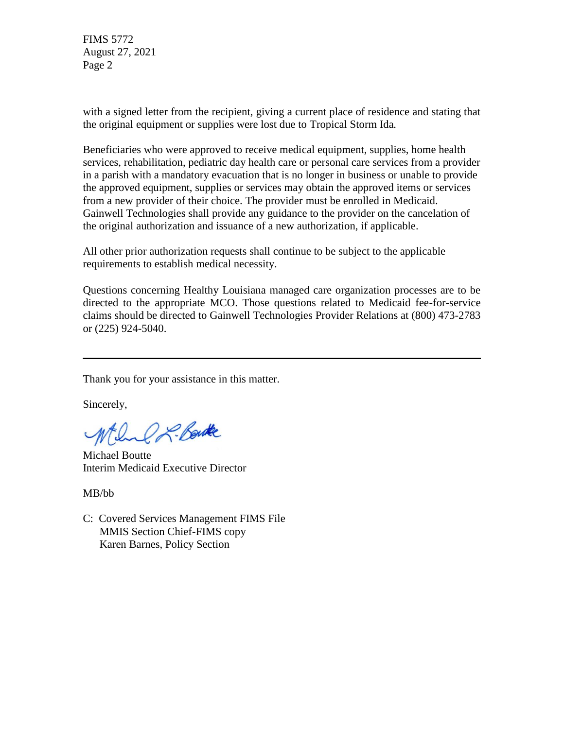with a signed letter from the recipient, giving a current place of residence and stating that the original equipment or supplies were lost due to Tropical Storm Ida.

Beneficiaries who were approved to receive medical equipment, supplies, home health services, rehabilitation, pediatric day health care or personal care services from a provider in a parish with a mandatory evacuation that is no longer in business or unable to provide the approved equipment, supplies or services may obtain the approved items or services from a new provider of their choice. The provider must be enrolled in Medicaid. Gainwell Technologies shall provide any guidance to the provider on the cancelation of the original authorization and issuance of a new authorization, if applicable.

All other prior authorization requests shall continue to be subject to the applicable requirements to establish medical necessity.

Questions concerning Healthy Louisiana managed care organization processes are to be directed to the appropriate MCO. Those questions related to Medicaid fee-for-service claims should be directed to Gainwell Technologies Provider Relations at (800) 473-2783 or (225) 924-5040.

---

Thank you for your assistance in this matter.

Sincerely,

Michael Boutte
Interim Medicaid Executive Director

MB/bb

C: Covered Services Management FIMS File
MMIS Section Chief-FIMS copy
Karen Barnes, Policy Section